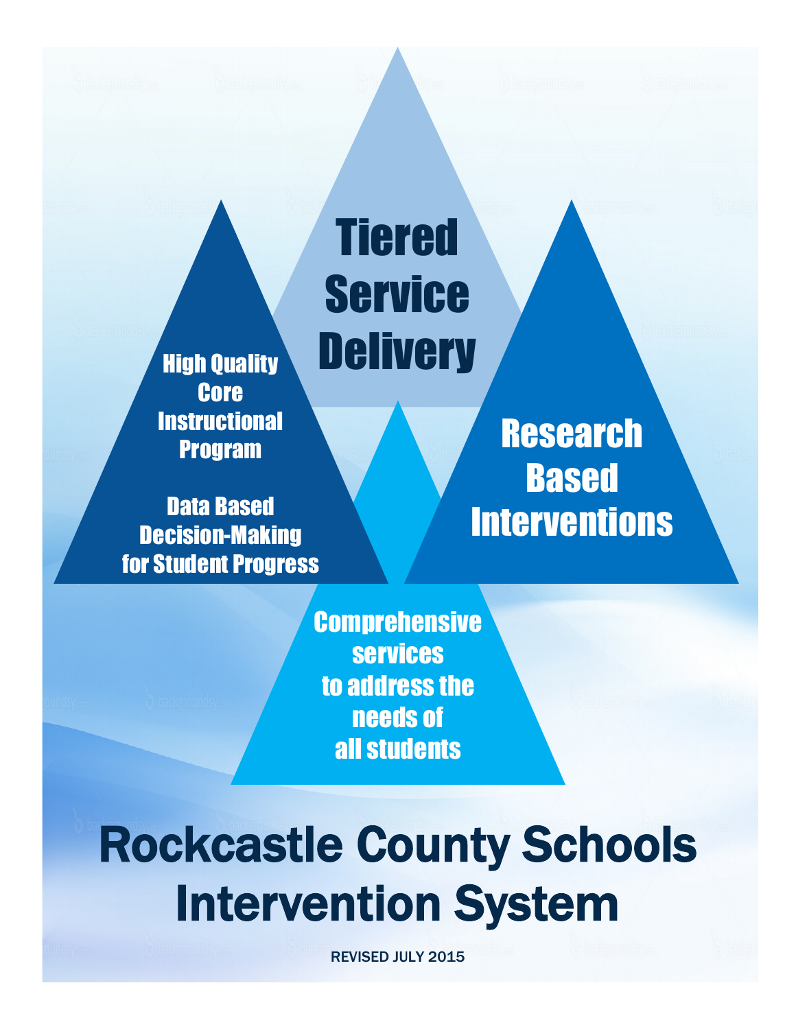Tiered Service Delivery

High Quality Core Instructional Program

Data Based Decision-Making for Student Progress

Research Based Interventions

Comprehensive services to address the needs of all students

# Rockcastle County Schools Intervention System

REVISED JULY 2015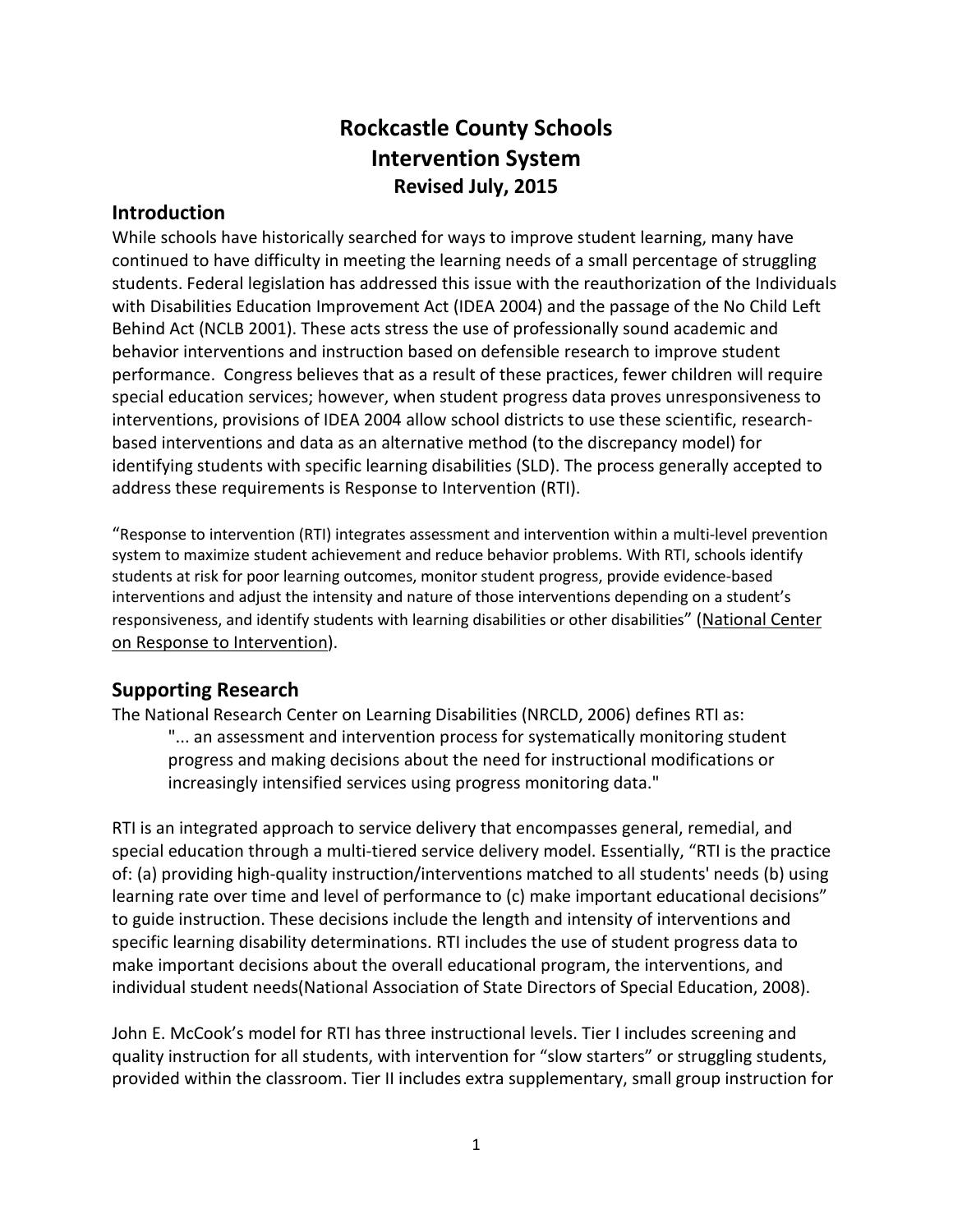# Rockcastle County Schools
# Intervention System
### Revised July, 2015

## Introduction

While schools have historically searched for ways to improve student learning, many have continued to have difficulty in meeting the learning needs of a small percentage of struggling students. Federal legislation has addressed this issue with the reauthorization of the Individuals with Disabilities Education Improvement Act (IDEA 2004) and the passage of the No Child Left Behind Act (NCLB 2001). These acts stress the use of professionally sound academic and behavior interventions and instruction based on defensible research to improve student performance. Congress believes that as a result of these practices, fewer children will require special education services; however, when student progress data proves unresponsiveness to interventions, provisions of IDEA 2004 allow school districts to use these scientific, research-based interventions and data as an alternative method (to the discrepancy model) for identifying students with specific learning disabilities (SLD). The process generally accepted to address these requirements is Response to Intervention (RTI).

"Response to intervention (RTI) integrates assessment and intervention within a multi-level prevention system to maximize student achievement and reduce behavior problems. With RTI, schools identify students at risk for poor learning outcomes, monitor student progress, provide evidence-based interventions and adjust the intensity and nature of those interventions depending on a student's responsiveness, and identify students with learning disabilities or other disabilities" (National Center on Response to Intervention).

## Supporting Research

The National Research Center on Learning Disabilities (NRCLD, 2006) defines RTI as:

> "... an assessment and intervention process for systematically monitoring student progress and making decisions about the need for instructional modifications or increasingly intensified services using progress monitoring data."

RTI is an integrated approach to service delivery that encompasses general, remedial, and special education through a multi-tiered service delivery model. Essentially, "RTI is the practice of: (a) providing high-quality instruction/interventions matched to all students' needs (b) using learning rate over time and level of performance to (c) make important educational decisions" to guide instruction. These decisions include the length and intensity of interventions and specific learning disability determinations. RTI includes the use of student progress data to make important decisions about the overall educational program, the interventions, and individual student needs(National Association of State Directors of Special Education, 2008).

John E. McCook's model for RTI has three instructional levels. Tier I includes screening and quality instruction for all students, with intervention for "slow starters" or struggling students, provided within the classroom. Tier II includes extra supplementary, small group instruction for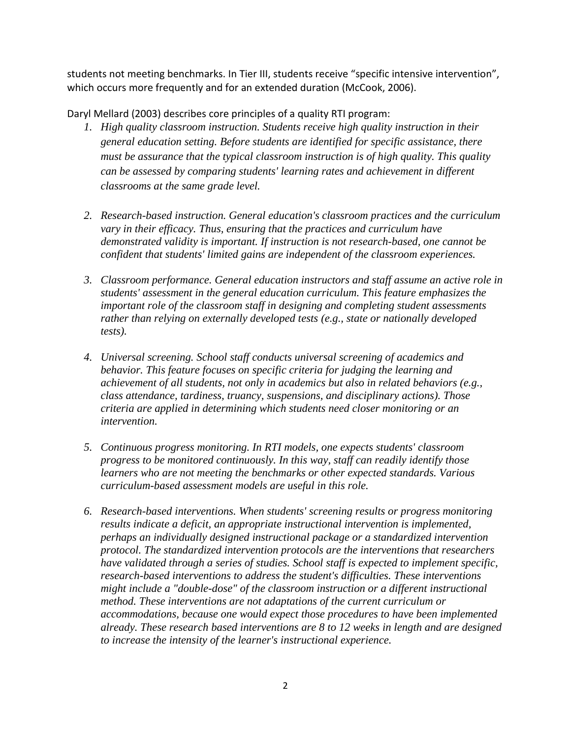students not meeting benchmarks. In Tier III, students receive “specific intensive intervention”, which occurs more frequently and for an extended duration (McCook, 2006).

Daryl Mellard (2003) describes core principles of a quality RTI program:

1. *High quality classroom instruction. Students receive high quality instruction in their general education setting. Before students are identified for specific assistance, there must be assurance that the typical classroom instruction is of high quality. This quality can be assessed by comparing students' learning rates and achievement in different classrooms at the same grade level.*

2. *Research-based instruction. General education's classroom practices and the curriculum vary in their efficacy. Thus, ensuring that the practices and curriculum have demonstrated validity is important. If instruction is not research-based, one cannot be confident that students' limited gains are independent of the classroom experiences.*

3. *Classroom performance. General education instructors and staff assume an active role in students' assessment in the general education curriculum. This feature emphasizes the important role of the classroom staff in designing and completing student assessments rather than relying on externally developed tests (e.g., state or nationally developed tests).*

4. *Universal screening. School staff conducts universal screening of academics and behavior. This feature focuses on specific criteria for judging the learning and achievement of all students, not only in academics but also in related behaviors (e.g., class attendance, tardiness, truancy, suspensions, and disciplinary actions). Those criteria are applied in determining which students need closer monitoring or an intervention.*

5. *Continuous progress monitoring. In RTI models, one expects students' classroom progress to be monitored continuously. In this way, staff can readily identify those learners who are not meeting the benchmarks or other expected standards. Various curriculum-based assessment models are useful in this role.*

6. *Research-based interventions. When students' screening results or progress monitoring results indicate a deficit, an appropriate instructional intervention is implemented, perhaps an individually designed instructional package or a standardized intervention protocol. The standardized intervention protocols are the interventions that researchers have validated through a series of studies. School staff is expected to implement specific, research-based interventions to address the student's difficulties. These interventions might include a "double-dose" of the classroom instruction or a different instructional method. These interventions are not adaptations of the current curriculum or accommodations, because one would expect those procedures to have been implemented already. These research based interventions are 8 to 12 weeks in length and are designed to increase the intensity of the learner's instructional experience.*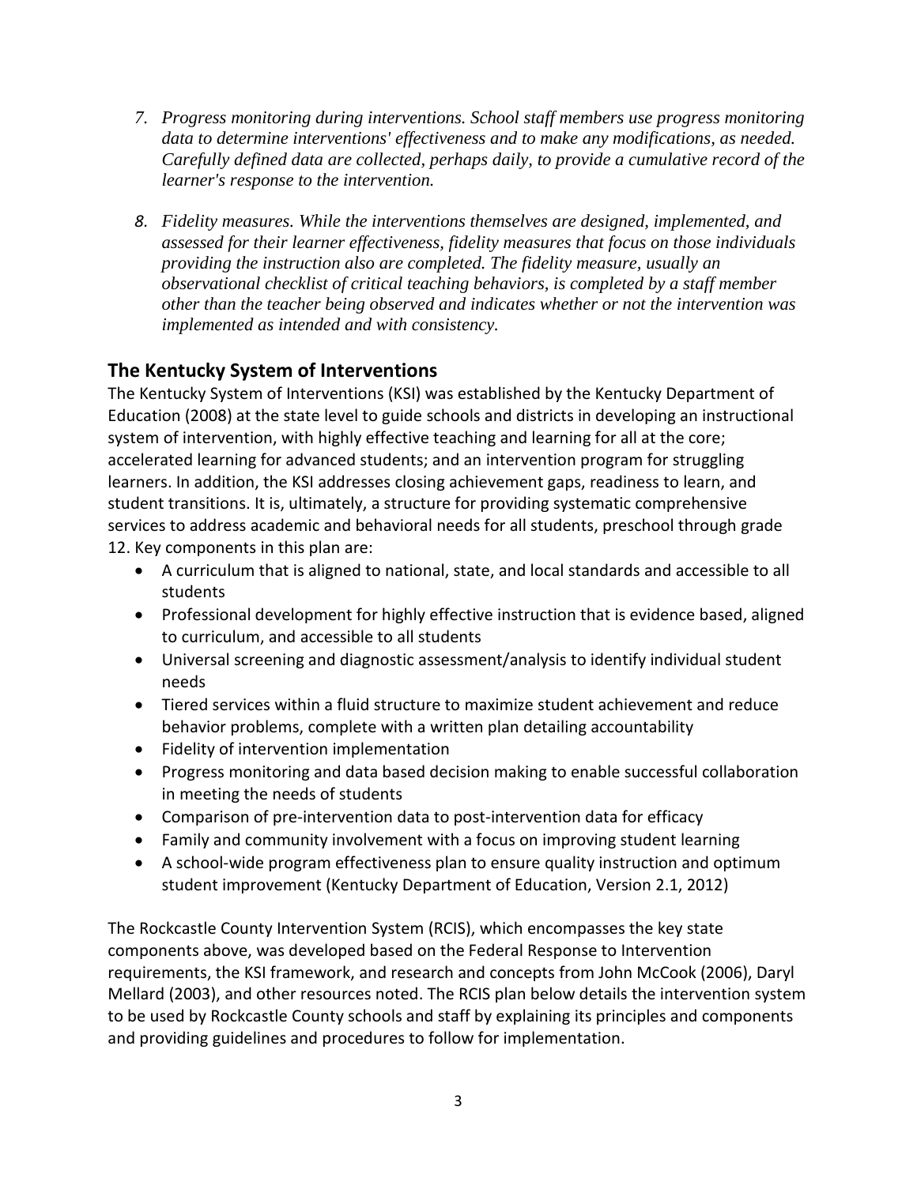7. *Progress monitoring during interventions. School staff members use progress monitoring data to determine interventions' effectiveness and to make any modifications, as needed. Carefully defined data are collected, perhaps daily, to provide a cumulative record of the learner's response to the intervention.*

8. *Fidelity measures. While the interventions themselves are designed, implemented, and assessed for their learner effectiveness, fidelity measures that focus on those individuals providing the instruction also are completed. The fidelity measure, usually an observational checklist of critical teaching behaviors, is completed by a staff member other than the teacher being observed and indicates whether or not the intervention was implemented as intended and with consistency.*

## The Kentucky System of Interventions

The Kentucky System of Interventions (KSI) was established by the Kentucky Department of Education (2008) at the state level to guide schools and districts in developing an instructional system of intervention, with highly effective teaching and learning for all at the core; accelerated learning for advanced students; and an intervention program for struggling learners. In addition, the KSI addresses closing achievement gaps, readiness to learn, and student transitions. It is, ultimately, a structure for providing systematic comprehensive services to address academic and behavioral needs for all students, preschool through grade 12. Key components in this plan are:

- A curriculum that is aligned to national, state, and local standards and accessible to all students
- Professional development for highly effective instruction that is evidence based, aligned to curriculum, and accessible to all students
- Universal screening and diagnostic assessment/analysis to identify individual student needs
- Tiered services within a fluid structure to maximize student achievement and reduce behavior problems, complete with a written plan detailing accountability
- Fidelity of intervention implementation
- Progress monitoring and data based decision making to enable successful collaboration in meeting the needs of students
- Comparison of pre-intervention data to post-intervention data for efficacy
- Family and community involvement with a focus on improving student learning
- A school-wide program effectiveness plan to ensure quality instruction and optimum student improvement (Kentucky Department of Education, Version 2.1, 2012)

The Rockcastle County Intervention System (RCIS), which encompasses the key state components above, was developed based on the Federal Response to Intervention requirements, the KSI framework, and research and concepts from John McCook (2006), Daryl Mellard (2003), and other resources noted. The RCIS plan below details the intervention system to be used by Rockcastle County schools and staff by explaining its principles and components and providing guidelines and procedures to follow for implementation.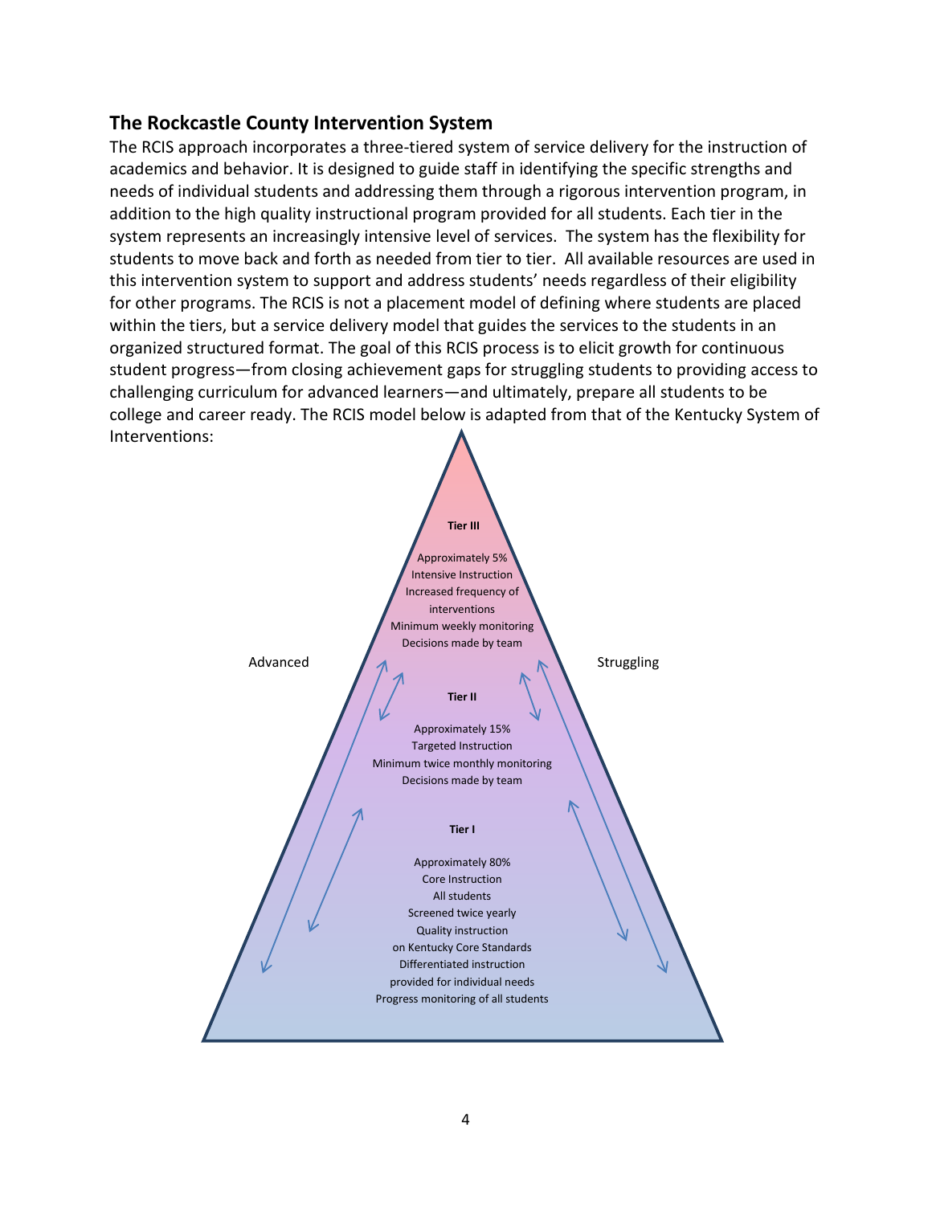## The Rockcastle County Intervention System

The RCIS approach incorporates a three-tiered system of service delivery for the instruction of academics and behavior. It is designed to guide staff in identifying the specific strengths and needs of individual students and addressing them through a rigorous intervention program, in addition to the high quality instructional program provided for all students. Each tier in the system represents an increasingly intensive level of services. The system has the flexibility for students to move back and forth as needed from tier to tier. All available resources are used in this intervention system to support and address students' needs regardless of their eligibility for other programs. The RCIS is not a placement model of defining where students are placed within the tiers, but a service delivery model that guides the services to the students in an organized structured format. The goal of this RCIS process is to elicit growth for continuous student progress—from closing achievement gaps for struggling students to providing access to challenging curriculum for advanced learners—and ultimately, prepare all students to be college and career ready. The RCIS model below is adapted from that of the Kentucky System of Interventions:

Advanced

Struggling

**Tier III**

Approximately 5%
Intensive Instruction
Increased frequency of interventions
Minimum weekly monitoring
Decisions made by team

**Tier II**

Approximately 15%
Targeted Instruction
Minimum twice monthly monitoring
Decisions made by team

**Tier I**

Approximately 80%
Core Instruction
All students
Screened twice yearly
Quality instruction on Kentucky Core Standards
Differentiated instruction provided for individual needs
Progress monitoring of all students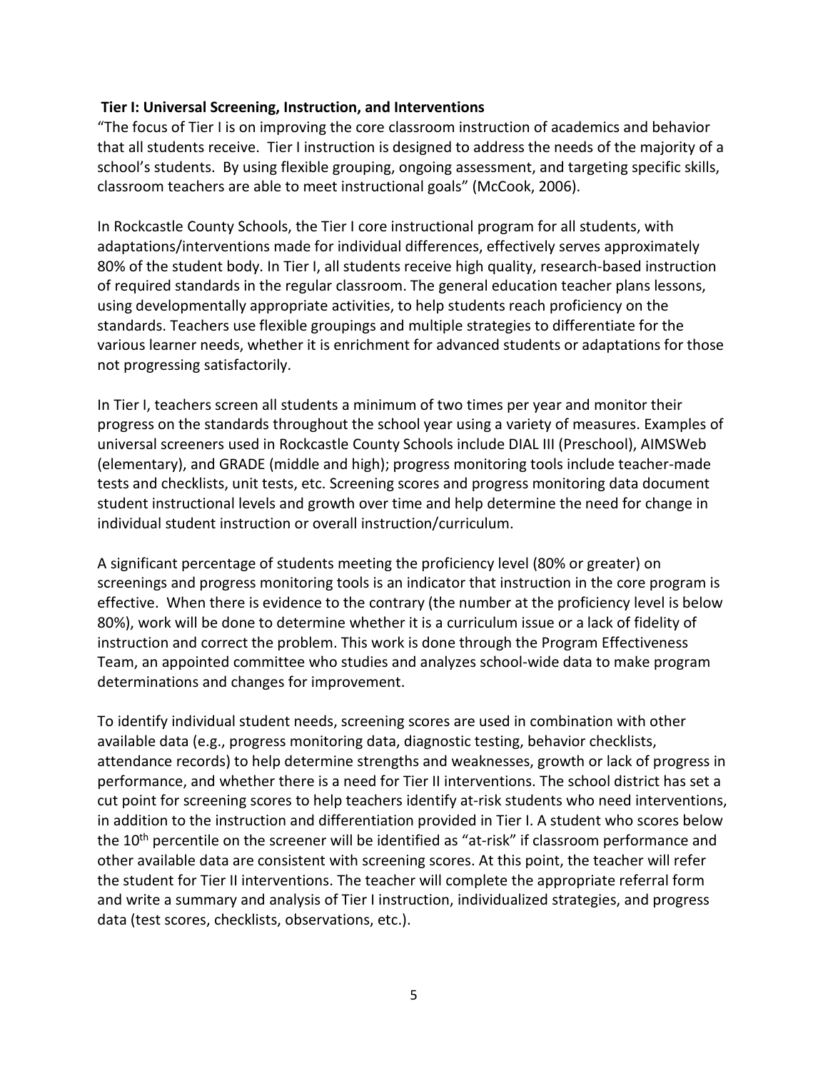**Tier I: Universal Screening, Instruction, and Interventions**

"The focus of Tier I is on improving the core classroom instruction of academics and behavior that all students receive. Tier I instruction is designed to address the needs of the majority of a school's students. By using flexible grouping, ongoing assessment, and targeting specific skills, classroom teachers are able to meet instructional goals" (McCook, 2006).

In Rockcastle County Schools, the Tier I core instructional program for all students, with adaptations/interventions made for individual differences, effectively serves approximately 80% of the student body. In Tier I, all students receive high quality, research-based instruction of required standards in the regular classroom. The general education teacher plans lessons, using developmentally appropriate activities, to help students reach proficiency on the standards. Teachers use flexible groupings and multiple strategies to differentiate for the various learner needs, whether it is enrichment for advanced students or adaptations for those not progressing satisfactorily.

In Tier I, teachers screen all students a minimum of two times per year and monitor their progress on the standards throughout the school year using a variety of measures. Examples of universal screeners used in Rockcastle County Schools include DIAL III (Preschool), AIMSWeb (elementary), and GRADE (middle and high); progress monitoring tools include teacher-made tests and checklists, unit tests, etc. Screening scores and progress monitoring data document student instructional levels and growth over time and help determine the need for change in individual student instruction or overall instruction/curriculum.

A significant percentage of students meeting the proficiency level (80% or greater) on screenings and progress monitoring tools is an indicator that instruction in the core program is effective. When there is evidence to the contrary (the number at the proficiency level is below 80%), work will be done to determine whether it is a curriculum issue or a lack of fidelity of instruction and correct the problem. This work is done through the Program Effectiveness Team, an appointed committee who studies and analyzes school-wide data to make program determinations and changes for improvement.

To identify individual student needs, screening scores are used in combination with other available data (e.g., progress monitoring data, diagnostic testing, behavior checklists, attendance records) to help determine strengths and weaknesses, growth or lack of progress in performance, and whether there is a need for Tier II interventions. The school district has set a cut point for screening scores to help teachers identify at-risk students who need interventions, in addition to the instruction and differentiation provided in Tier I. A student who scores below the 10th percentile on the screener will be identified as "at-risk" if classroom performance and other available data are consistent with screening scores. At this point, the teacher will refer the student for Tier II interventions. The teacher will complete the appropriate referral form and write a summary and analysis of Tier I instruction, individualized strategies, and progress data (test scores, checklists, observations, etc.).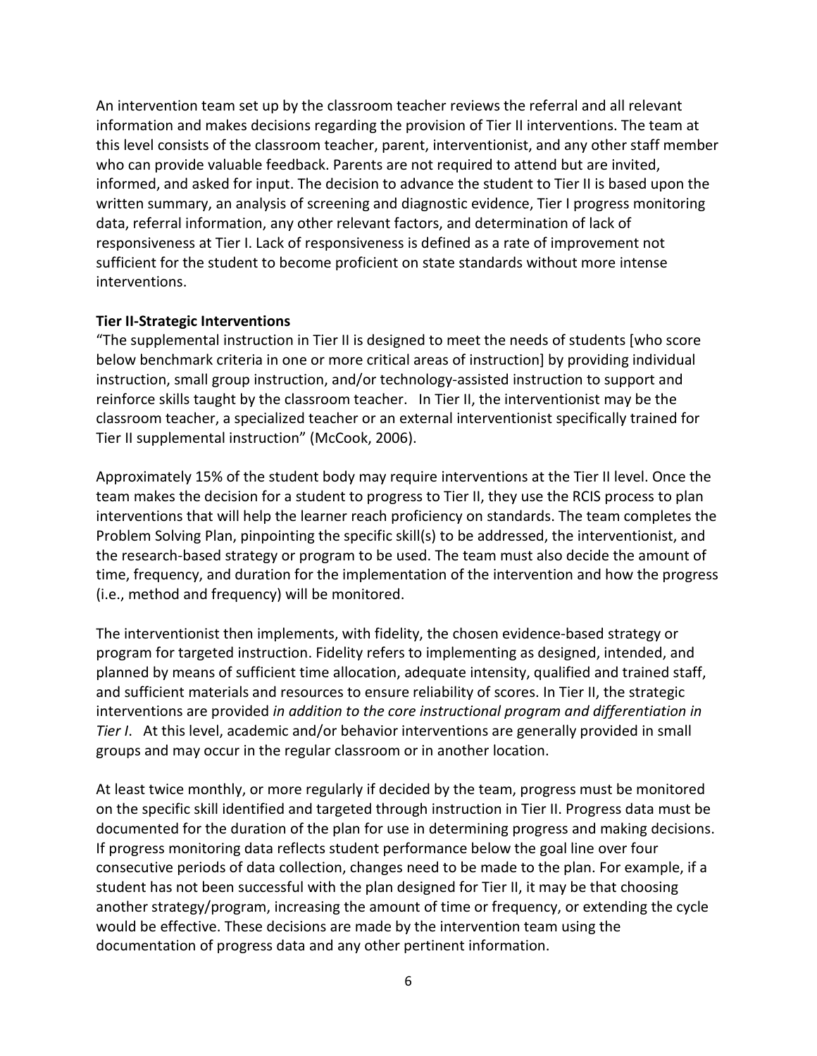An intervention team set up by the classroom teacher reviews the referral and all relevant information and makes decisions regarding the provision of Tier II interventions. The team at this level consists of the classroom teacher, parent, interventionist, and any other staff member who can provide valuable feedback. Parents are not required to attend but are invited, informed, and asked for input. The decision to advance the student to Tier II is based upon the written summary, an analysis of screening and diagnostic evidence, Tier I progress monitoring data, referral information, any other relevant factors, and determination of lack of responsiveness at Tier I. Lack of responsiveness is defined as a rate of improvement not sufficient for the student to become proficient on state standards without more intense interventions.

**Tier II-Strategic Interventions**

"The supplemental instruction in Tier II is designed to meet the needs of students [who score below benchmark criteria in one or more critical areas of instruction] by providing individual instruction, small group instruction, and/or technology-assisted instruction to support and reinforce skills taught by the classroom teacher. In Tier II, the interventionist may be the classroom teacher, a specialized teacher or an external interventionist specifically trained for Tier II supplemental instruction" (McCook, 2006).

Approximately 15% of the student body may require interventions at the Tier II level. Once the team makes the decision for a student to progress to Tier II, they use the RCIS process to plan interventions that will help the learner reach proficiency on standards. The team completes the Problem Solving Plan, pinpointing the specific skill(s) to be addressed, the interventionist, and the research-based strategy or program to be used. The team must also decide the amount of time, frequency, and duration for the implementation of the intervention and how the progress (i.e., method and frequency) will be monitored.

The interventionist then implements, with fidelity, the chosen evidence-based strategy or program for targeted instruction. Fidelity refers to implementing as designed, intended, and planned by means of sufficient time allocation, adequate intensity, qualified and trained staff, and sufficient materials and resources to ensure reliability of scores. In Tier II, the strategic interventions are provided *in addition to the core instructional program and differentiation in Tier I*. At this level, academic and/or behavior interventions are generally provided in small groups and may occur in the regular classroom or in another location.

At least twice monthly, or more regularly if decided by the team, progress must be monitored on the specific skill identified and targeted through instruction in Tier II. Progress data must be documented for the duration of the plan for use in determining progress and making decisions. If progress monitoring data reflects student performance below the goal line over four consecutive periods of data collection, changes need to be made to the plan. For example, if a student has not been successful with the plan designed for Tier II, it may be that choosing another strategy/program, increasing the amount of time or frequency, or extending the cycle would be effective. These decisions are made by the intervention team using the documentation of progress data and any other pertinent information.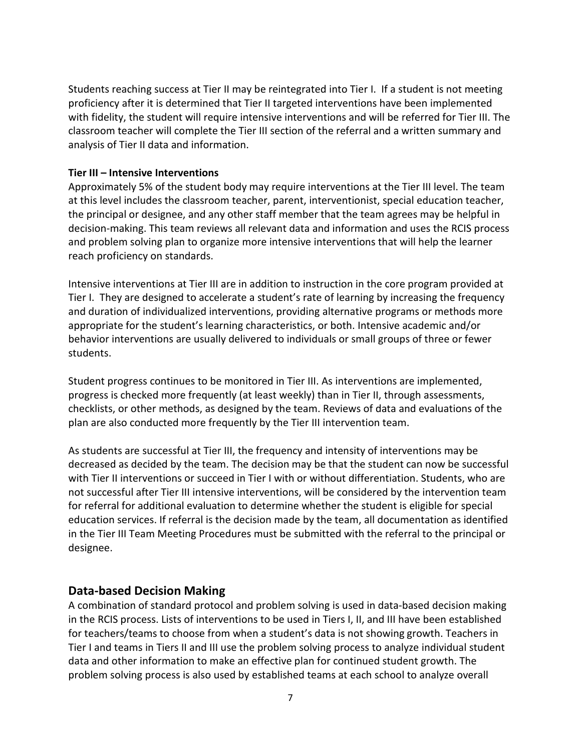Students reaching success at Tier II may be reintegrated into Tier I. If a student is not meeting proficiency after it is determined that Tier II targeted interventions have been implemented with fidelity, the student will require intensive interventions and will be referred for Tier III. The classroom teacher will complete the Tier III section of the referral and a written summary and analysis of Tier II data and information.

**Tier III – Intensive Interventions**

Approximately 5% of the student body may require interventions at the Tier III level. The team at this level includes the classroom teacher, parent, interventionist, special education teacher, the principal or designee, and any other staff member that the team agrees may be helpful in decision-making. This team reviews all relevant data and information and uses the RCIS process and problem solving plan to organize more intensive interventions that will help the learner reach proficiency on standards.

Intensive interventions at Tier III are in addition to instruction in the core program provided at Tier I. They are designed to accelerate a student's rate of learning by increasing the frequency and duration of individualized interventions, providing alternative programs or methods more appropriate for the student's learning characteristics, or both. Intensive academic and/or behavior interventions are usually delivered to individuals or small groups of three or fewer students.

Student progress continues to be monitored in Tier III. As interventions are implemented, progress is checked more frequently (at least weekly) than in Tier II, through assessments, checklists, or other methods, as designed by the team. Reviews of data and evaluations of the plan are also conducted more frequently by the Tier III intervention team.

As students are successful at Tier III, the frequency and intensity of interventions may be decreased as decided by the team. The decision may be that the student can now be successful with Tier II interventions or succeed in Tier I with or without differentiation. Students, who are not successful after Tier III intensive interventions, will be considered by the intervention team for referral for additional evaluation to determine whether the student is eligible for special education services. If referral is the decision made by the team, all documentation as identified in the Tier III Team Meeting Procedures must be submitted with the referral to the principal or designee.

## Data-based Decision Making

A combination of standard protocol and problem solving is used in data-based decision making in the RCIS process. Lists of interventions to be used in Tiers I, II, and III have been established for teachers/teams to choose from when a student's data is not showing growth. Teachers in Tier I and teams in Tiers II and III use the problem solving process to analyze individual student data and other information to make an effective plan for continued student growth. The problem solving process is also used by established teams at each school to analyze overall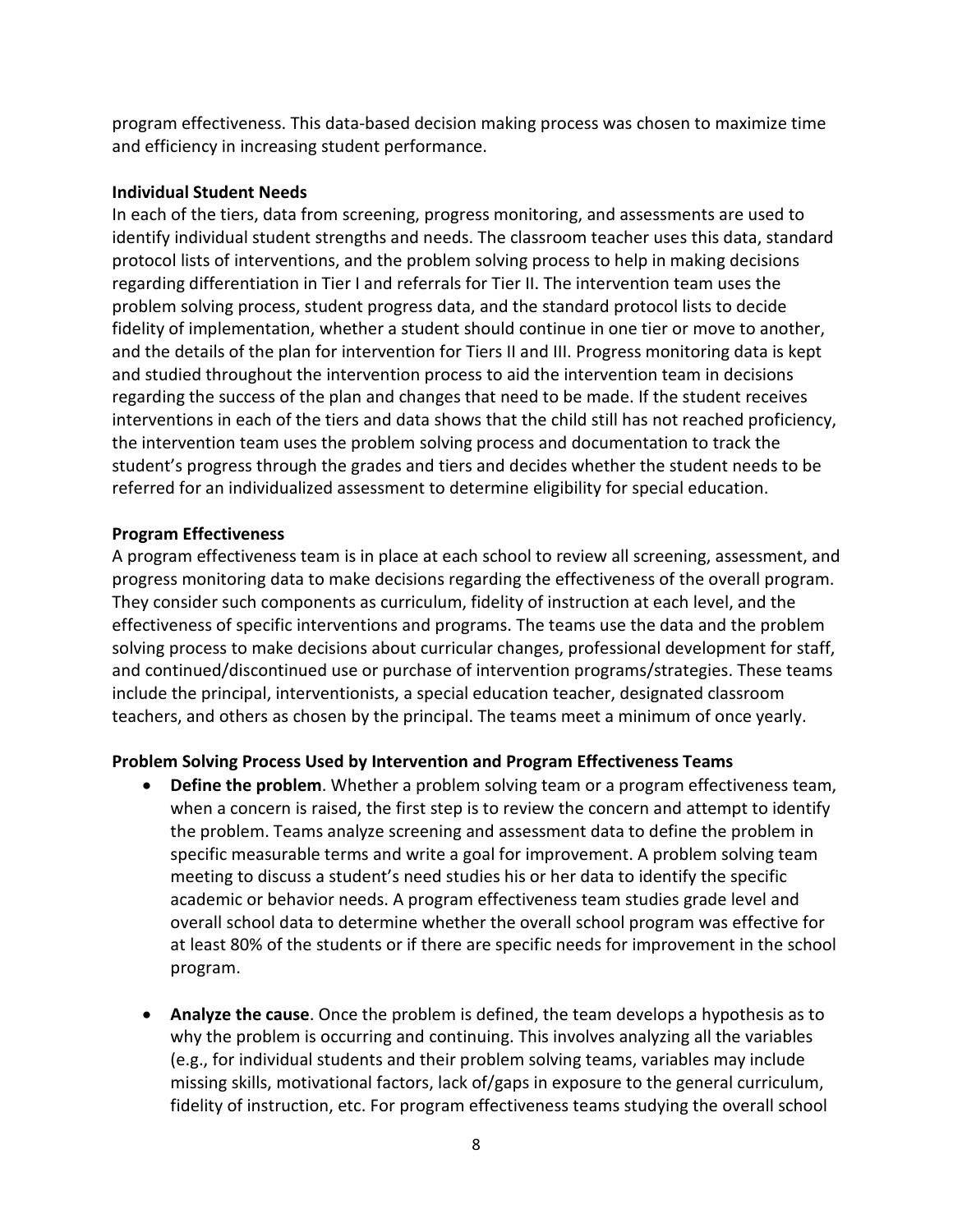program effectiveness. This data-based decision making process was chosen to maximize time and efficiency in increasing student performance.

**Individual Student Needs**

In each of the tiers, data from screening, progress monitoring, and assessments are used to identify individual student strengths and needs. The classroom teacher uses this data, standard protocol lists of interventions, and the problem solving process to help in making decisions regarding differentiation in Tier I and referrals for Tier II. The intervention team uses the problem solving process, student progress data, and the standard protocol lists to decide fidelity of implementation, whether a student should continue in one tier or move to another, and the details of the plan for intervention for Tiers II and III. Progress monitoring data is kept and studied throughout the intervention process to aid the intervention team in decisions regarding the success of the plan and changes that need to be made. If the student receives interventions in each of the tiers and data shows that the child still has not reached proficiency, the intervention team uses the problem solving process and documentation to track the student's progress through the grades and tiers and decides whether the student needs to be referred for an individualized assessment to determine eligibility for special education.

**Program Effectiveness**

A program effectiveness team is in place at each school to review all screening, assessment, and progress monitoring data to make decisions regarding the effectiveness of the overall program. They consider such components as curriculum, fidelity of instruction at each level, and the effectiveness of specific interventions and programs. The teams use the data and the problem solving process to make decisions about curricular changes, professional development for staff, and continued/discontinued use or purchase of intervention programs/strategies. These teams include the principal, interventionists, a special education teacher, designated classroom teachers, and others as chosen by the principal. The teams meet a minimum of once yearly.

**Problem Solving Process Used by Intervention and Program Effectiveness Teams**

- **Define the problem**. Whether a problem solving team or a program effectiveness team, when a concern is raised, the first step is to review the concern and attempt to identify the problem. Teams analyze screening and assessment data to define the problem in specific measurable terms and write a goal for improvement. A problem solving team meeting to discuss a student's need studies his or her data to identify the specific academic or behavior needs. A program effectiveness team studies grade level and overall school data to determine whether the overall school program was effective for at least 80% of the students or if there are specific needs for improvement in the school program.

- **Analyze the cause**. Once the problem is defined, the team develops a hypothesis as to why the problem is occurring and continuing. This involves analyzing all the variables (e.g., for individual students and their problem solving teams, variables may include missing skills, motivational factors, lack of/gaps in exposure to the general curriculum, fidelity of instruction, etc. For program effectiveness teams studying the overall school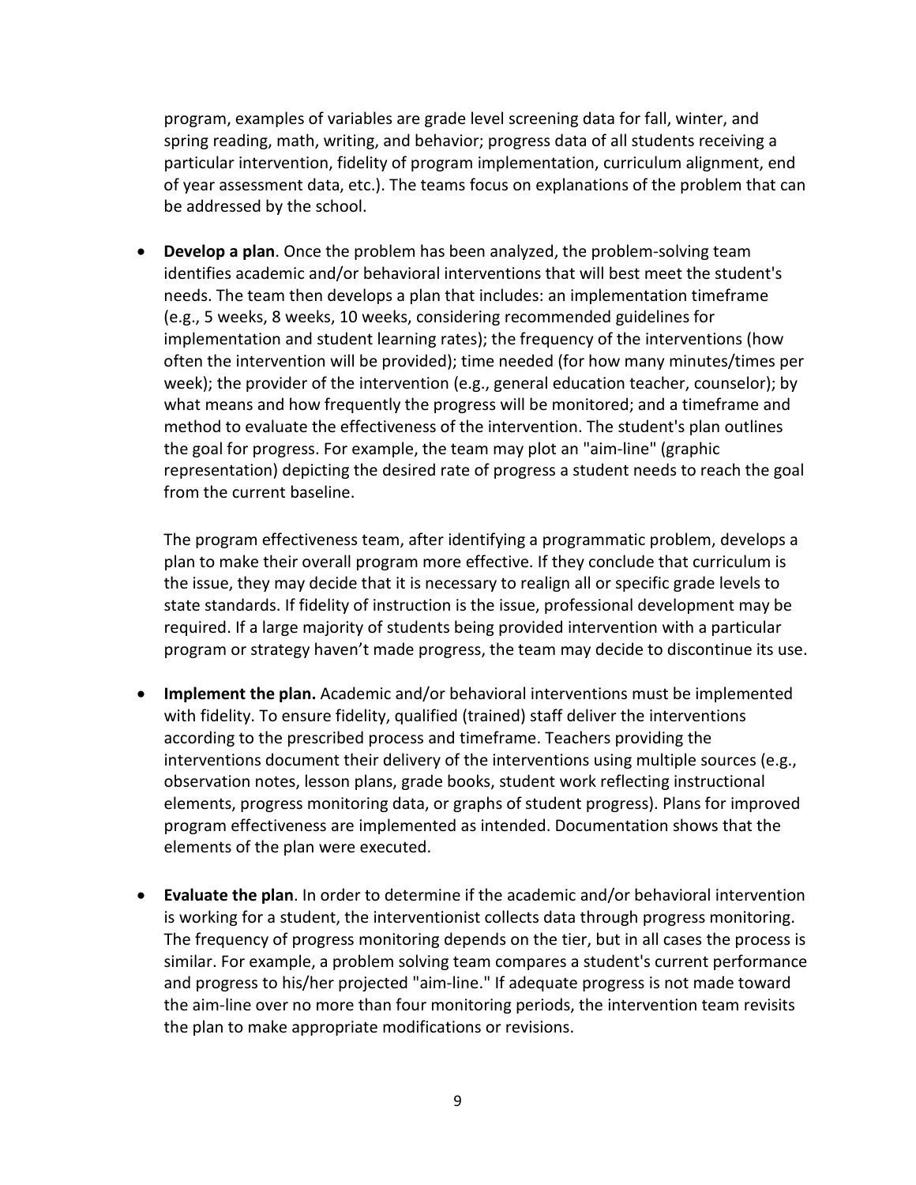program, examples of variables are grade level screening data for fall, winter, and spring reading, math, writing, and behavior; progress data of all students receiving a particular intervention, fidelity of program implementation, curriculum alignment, end of year assessment data, etc.). The teams focus on explanations of the problem that can be addressed by the school.

- **Develop a plan**. Once the problem has been analyzed, the problem-solving team identifies academic and/or behavioral interventions that will best meet the student's needs. The team then develops a plan that includes: an implementation timeframe (e.g., 5 weeks, 8 weeks, 10 weeks, considering recommended guidelines for implementation and student learning rates); the frequency of the interventions (how often the intervention will be provided); time needed (for how many minutes/times per week); the provider of the intervention (e.g., general education teacher, counselor); by what means and how frequently the progress will be monitored; and a timeframe and method to evaluate the effectiveness of the intervention. The student's plan outlines the goal for progress. For example, the team may plot an "aim-line" (graphic representation) depicting the desired rate of progress a student needs to reach the goal from the current baseline.

  The program effectiveness team, after identifying a programmatic problem, develops a plan to make their overall program more effective. If they conclude that curriculum is the issue, they may decide that it is necessary to realign all or specific grade levels to state standards. If fidelity of instruction is the issue, professional development may be required. If a large majority of students being provided intervention with a particular program or strategy haven't made progress, the team may decide to discontinue its use.

- **Implement the plan.** Academic and/or behavioral interventions must be implemented with fidelity. To ensure fidelity, qualified (trained) staff deliver the interventions according to the prescribed process and timeframe. Teachers providing the interventions document their delivery of the interventions using multiple sources (e.g., observation notes, lesson plans, grade books, student work reflecting instructional elements, progress monitoring data, or graphs of student progress). Plans for improved program effectiveness are implemented as intended. Documentation shows that the elements of the plan were executed.

- **Evaluate the plan**. In order to determine if the academic and/or behavioral intervention is working for a student, the interventionist collects data through progress monitoring. The frequency of progress monitoring depends on the tier, but in all cases the process is similar. For example, a problem solving team compares a student's current performance and progress to his/her projected "aim-line." If adequate progress is not made toward the aim-line over no more than four monitoring periods, the intervention team revisits the plan to make appropriate modifications or revisions.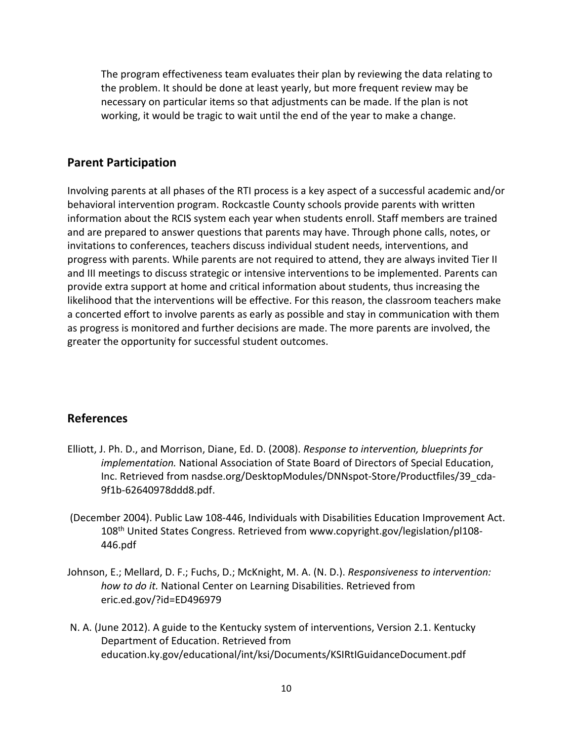The program effectiveness team evaluates their plan by reviewing the data relating to the problem. It should be done at least yearly, but more frequent review may be necessary on particular items so that adjustments can be made. If the plan is not working, it would be tragic to wait until the end of the year to make a change.

## Parent Participation

Involving parents at all phases of the RTI process is a key aspect of a successful academic and/or behavioral intervention program. Rockcastle County schools provide parents with written information about the RCIS system each year when students enroll. Staff members are trained and are prepared to answer questions that parents may have. Through phone calls, notes, or invitations to conferences, teachers discuss individual student needs, interventions, and progress with parents. While parents are not required to attend, they are always invited Tier II and III meetings to discuss strategic or intensive interventions to be implemented. Parents can provide extra support at home and critical information about students, thus increasing the likelihood that the interventions will be effective. For this reason, the classroom teachers make a concerted effort to involve parents as early as possible and stay in communication with them as progress is monitored and further decisions are made. The more parents are involved, the greater the opportunity for successful student outcomes.

## References

Elliott, J. Ph. D., and Morrison, Diane, Ed. D. (2008). *Response to intervention, blueprints for implementation.* National Association of State Board of Directors of Special Education, Inc. Retrieved from nasdse.org/DesktopModules/DNNspot-Store/Productfiles/39_cda-9f1b-62640978ddd8.pdf.

(December 2004). Public Law 108-446, Individuals with Disabilities Education Improvement Act. 108th United States Congress. Retrieved from www.copyright.gov/legislation/pl108-446.pdf

Johnson, E.; Mellard, D. F.; Fuchs, D.; McKnight, M. A. (N. D.). *Responsiveness to intervention: how to do it.* National Center on Learning Disabilities. Retrieved from eric.ed.gov/?id=ED496979

N. A. (June 2012). A guide to the Kentucky system of interventions, Version 2.1. Kentucky Department of Education. Retrieved from education.ky.gov/educational/int/ksi/Documents/KSIRtIGuidanceDocument.pdf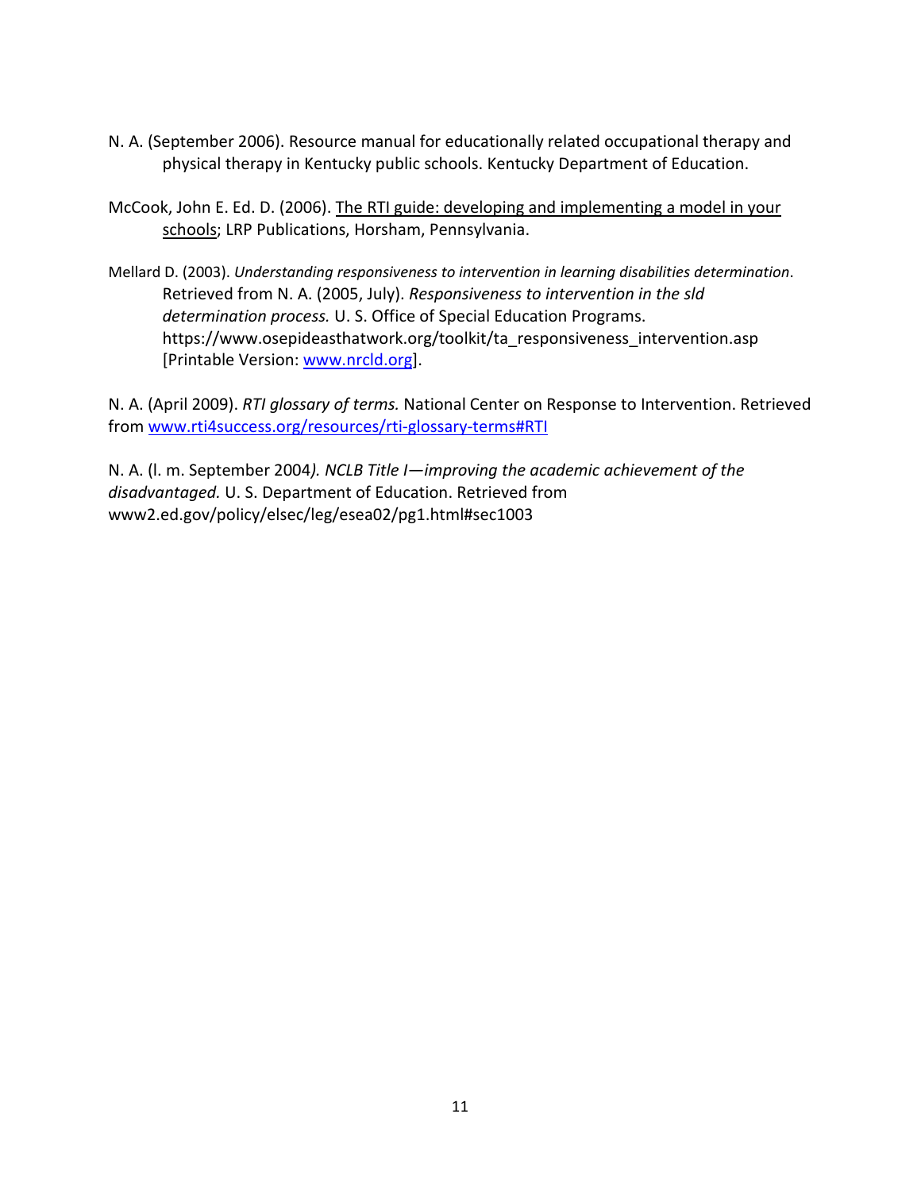N. A. (September 2006). Resource manual for educationally related occupational therapy and physical therapy in Kentucky public schools. Kentucky Department of Education.

McCook, John E. Ed. D. (2006). <u>The RTI guide: developing and implementing a model in your schools</u>; LRP Publications, Horsham, Pennsylvania.

Mellard D. (2003). *Understanding responsiveness to intervention in learning disabilities determination*. Retrieved from N. A. (2005, July). *Responsiveness to intervention in the sld determination process.* U. S. Office of Special Education Programs. https://www.osepideasthatwork.org/toolkit/ta_responsiveness_intervention.asp [Printable Version: www.nrcld.org].

N. A. (April 2009). *RTI glossary of terms.* National Center on Response to Intervention. Retrieved from www.rti4success.org/resources/rti-glossary-terms#RTI

N. A. (l. m. September 2004*). NCLB Title I—improving the academic achievement of the disadvantaged.* U. S. Department of Education. Retrieved from www2.ed.gov/policy/elsec/leg/esea02/pg1.html#sec1003